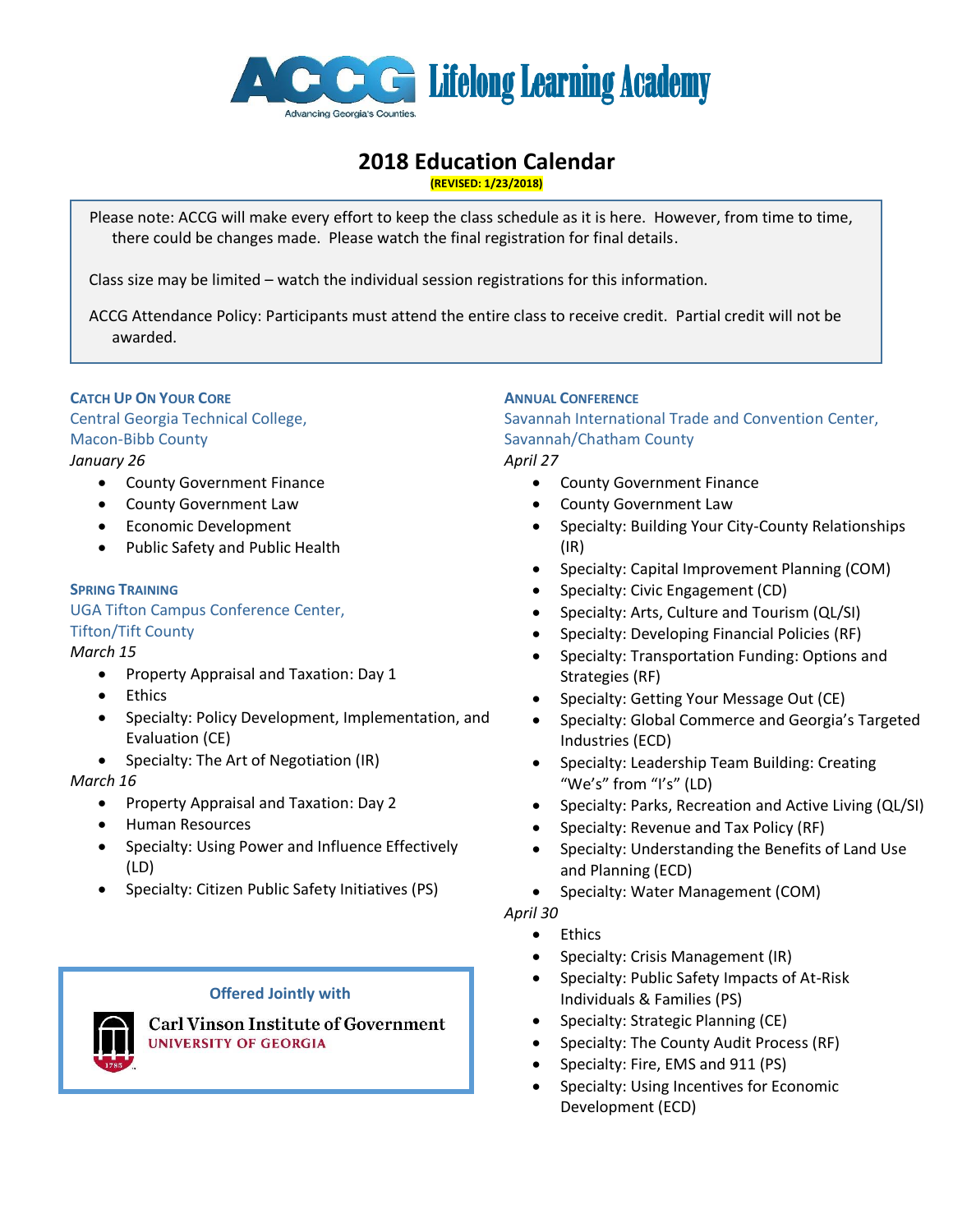# ACCG Lifelong Learning Academy

Advancing Georgia's Counties.

## 2018 Education Calendar

**(REVISED: 1/23/2018)**

Please note: ACCG will make every effort to keep the class schedule as it is here. However, from time to time, there could be changes made. Please watch the final registration for final details.

Class size may be limited – watch the individual session registrations for this information.

ACCG Attendance Policy: Participants must attend the entire class to receive credit. Partial credit will not be awarded.

### Catch Up On Your Core

Central Georgia Technical College, Macon-Bibb County

*January 26*

- County Government Finance
- County Government Law
- Economic Development
- Public Safety and Public Health

### Spring Training

UGA Tifton Campus Conference Center, Tifton/Tift County

*March 15*

- Property Appraisal and Taxation: Day 1
- Ethics
- Specialty: Policy Development, Implementation, and Evaluation (CE)
- Specialty: The Art of Negotiation (IR)

*March 16*

- Property Appraisal and Taxation: Day 2
- Human Resources
- Specialty: Using Power and Influence Effectively (LD)
- Specialty: Citizen Public Safety Initiatives (PS)

**Offered Jointly with**

Carl Vinson Institute of Government
UNIVERSITY OF GEORGIA

### Annual Conference

Savannah International Trade and Convention Center, Savannah/Chatham County

*April 27*

- County Government Finance
- County Government Law
- Specialty: Building Your City-County Relationships (IR)
- Specialty: Capital Improvement Planning (COM)
- Specialty: Civic Engagement (CD)
- Specialty: Arts, Culture and Tourism (QL/SI)
- Specialty: Developing Financial Policies (RF)
- Specialty: Transportation Funding: Options and Strategies (RF)
- Specialty: Getting Your Message Out (CE)
- Specialty: Global Commerce and Georgia's Targeted Industries (ECD)
- Specialty: Leadership Team Building: Creating "We's" from "I's" (LD)
- Specialty: Parks, Recreation and Active Living (QL/SI)
- Specialty: Revenue and Tax Policy (RF)
- Specialty: Understanding the Benefits of Land Use and Planning (ECD)
- Specialty: Water Management (COM)

*April 30*

- Ethics
- Specialty: Crisis Management (IR)
- Specialty: Public Safety Impacts of At-Risk Individuals & Families (PS)
- Specialty: Strategic Planning (CE)
- Specialty: The County Audit Process (RF)
- Specialty: Fire, EMS and 911 (PS)
- Specialty: Using Incentives for Economic Development (ECD)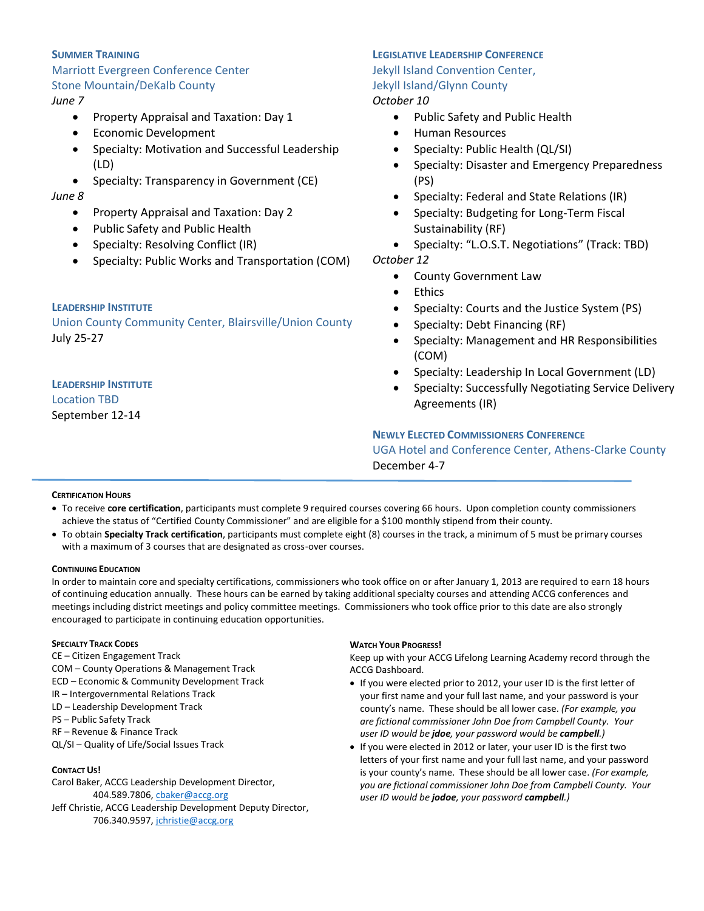## Summer Training

Marriott Evergreen Conference Center
Stone Mountain/DeKalb County

*June 7*

- Property Appraisal and Taxation: Day 1
- Economic Development
- Specialty: Motivation and Successful Leadership (LD)
- Specialty: Transparency in Government (CE)

*June 8*

- Property Appraisal and Taxation: Day 2
- Public Safety and Public Health
- Specialty: Resolving Conflict (IR)
- Specialty: Public Works and Transportation (COM)

## Leadership Institute

Union County Community Center, Blairsville/Union County

July 25-27

## Leadership Institute

Location TBD

September 12-14

## Legislative Leadership Conference

Jekyll Island Convention Center,
Jekyll Island/Glynn County

*October 10*

- Public Safety and Public Health
- Human Resources
- Specialty: Public Health (QL/SI)
- Specialty: Disaster and Emergency Preparedness (PS)
- Specialty: Federal and State Relations (IR)
- Specialty: Budgeting for Long-Term Fiscal Sustainability (RF)
- Specialty: "L.O.S.T. Negotiations" (Track: TBD)

*October 12*

- County Government Law
- Ethics
- Specialty: Courts and the Justice System (PS)
- Specialty: Debt Financing (RF)
- Specialty: Management and HR Responsibilities (COM)
- Specialty: Leadership In Local Government (LD)
- Specialty: Successfully Negotiating Service Delivery Agreements (IR)

## Newly Elected Commissioners Conference

UGA Hotel and Conference Center, Athens-Clarke County

December 4-7

---

### Certification Hours

- To receive **core certification**, participants must complete 9 required courses covering 66 hours. Upon completion county commissioners achieve the status of "Certified County Commissioner" and are eligible for a $100 monthly stipend from their county.
- To obtain **Specialty Track certification**, participants must complete eight (8) courses in the track, a minimum of 5 must be primary courses with a maximum of 3 courses that are designated as cross-over courses.

### Continuing Education

In order to maintain core and specialty certifications, commissioners who took office on or after January 1, 2013 are required to earn 18 hours of continuing education annually. These hours can be earned by taking additional specialty courses and attending ACCG conferences and meetings including district meetings and policy committee meetings. Commissioners who took office prior to this date are also strongly encouraged to participate in continuing education opportunities.

### Specialty Track Codes

CE – Citizen Engagement Track
COM – County Operations & Management Track
ECD – Economic & Community Development Track
IR – Intergovernmental Relations Track
LD – Leadership Development Track
PS – Public Safety Track
RF – Revenue & Finance Track
QL/SI – Quality of Life/Social Issues Track

### Contact Us!

Carol Baker, ACCG Leadership Development Director,
404.589.7806, cbaker@accg.org
Jeff Christie, ACCG Leadership Development Deputy Director,
706.340.9597, jchristie@accg.org

### Watch Your Progress!

Keep up with your ACCG Lifelong Learning Academy record through the ACCG Dashboard.

- If you were elected prior to 2012, your user ID is the first letter of your first name and your full last name, and your password is your county's name. These should be all lower case. *(For example, you are fictional commissioner John Doe from Campbell County. Your user ID would be **jdoe**, your password would be **campbell**.)*
- If you were elected in 2012 or later, your user ID is the first two letters of your first name and your full last name, and your password is your county's name. These should be all lower case. *(For example, you are fictional commissioner John Doe from Campbell County. Your user ID would be **jodoe**, your password **campbell**.)*